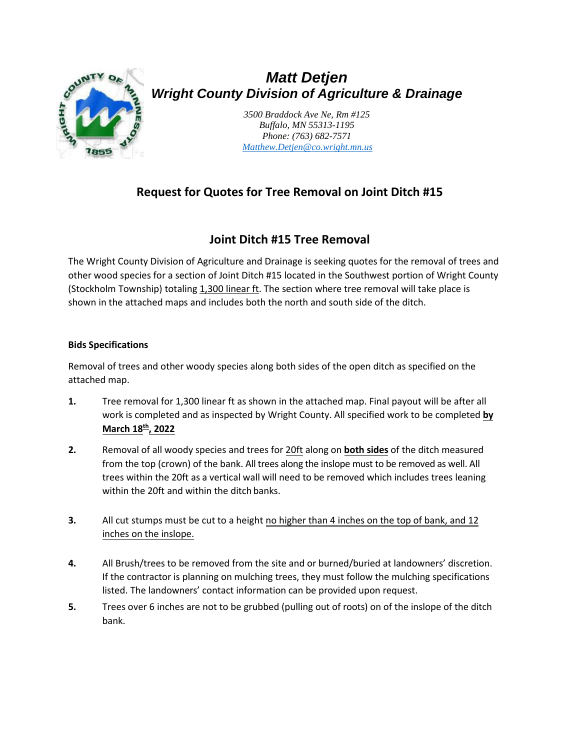# *Matt Detjen*

## *Wright County Division of Agriculture & Drainage*

*3500 Braddock Ave Ne, Rm #125*
*Buffalo, MN 55313-1195*
*Phone: (763) 682-7571*
*Matthew.Detjen@co.wright.mn.us*

## Request for Quotes for Tree Removal on Joint Ditch #15

## Joint Ditch #15 Tree Removal

The Wright County Division of Agriculture and Drainage is seeking quotes for the removal of trees and other wood species for a section of Joint Ditch #15 located in the Southwest portion of Wright County (Stockholm Township) totaling 1,300 linear ft. The section where tree removal will take place is shown in the attached maps and includes both the north and south side of the ditch.

**Bids Specifications**

Removal of trees and other woody species along both sides of the open ditch as specified on the attached map.

1. Tree removal for 1,300 linear ft as shown in the attached map. Final payout will be after all work is completed and as inspected by Wright County. All specified work to be completed **by March 18th, 2022**
2. Removal of all woody species and trees for 20ft along on **both sides** of the ditch measured from the top (crown) of the bank. All trees along the inslope to be removed as well. All trees within the 20ft as a vertical wall will need to be removed which includes trees leaning within the 20ft and within the ditch banks.
3. All cut stumps must be cut to a height no higher than 4 inches on the top of bank, and 12 inches on the inslope.
4. All Brush/trees to be removed from the site and or burned/buried at landowners' discretion. If the contractor is planning on mulching trees, they must follow the mulching specifications listed. The landowners' contact information can be provided upon request.
5. Trees over 6 inches are not to be grubbed (pulling out of roots) on of the inslope of the ditch bank.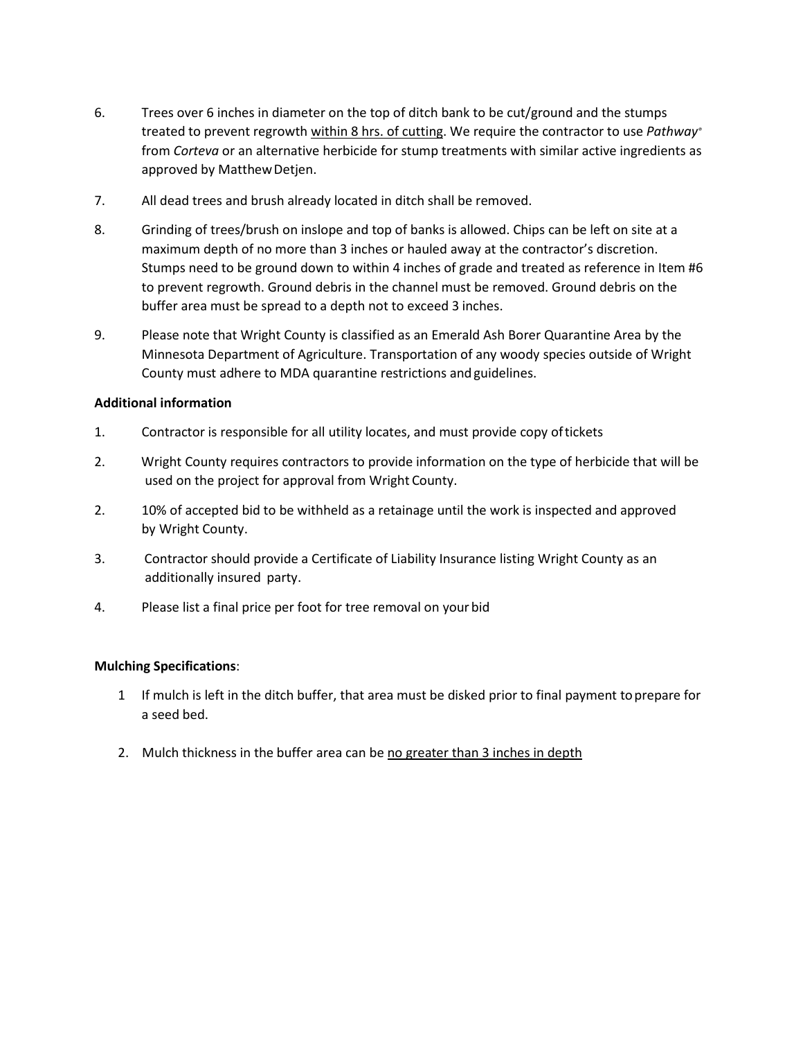6. Trees over 6 inches in diameter on the top of ditch bank to be cut/ground and the stumps treated to prevent regrowth <u>within 8 hrs. of cutting</u>. We require the contractor to use *Pathway*® from *Corteva* or an alternative herbicide for stump treatments with similar active ingredients as approved by Matthew Detjen.

7. All dead trees and brush already located in ditch shall be removed.

8. Grinding of trees/brush on inslope and top of banks is allowed. Chips can be left on site at a maximum depth of no more than 3 inches or hauled away at the contractor's discretion. Stumps need to be ground down to within 4 inches of grade and treated as reference in Item #6 to prevent regrowth. Ground debris in the channel must be removed. Ground debris on the buffer area must be spread to a depth not to exceed 3 inches.

9. Please note that Wright County is classified as an Emerald Ash Borer Quarantine Area by the Minnesota Department of Agriculture. Transportation of any woody species outside of Wright County must adhere to MDA quarantine restrictions and guidelines.

**Additional information**

1. Contractor is responsible for all utility locates, and must provide copy of tickets

2. Wright County requires contractors to provide information on the type of herbicide that will be used on the project for approval from Wright County.

2. 10% of accepted bid to be withheld as a retainage until the work is inspected and approved by Wright County.

3. Contractor should provide a Certificate of Liability Insurance listing Wright County as an additionally insured party.

4. Please list a final price per foot for tree removal on your bid

**Mulching Specifications**:

1 If mulch is left in the ditch buffer, that area must be disked prior to final payment to prepare for a seed bed.

2. Mulch thickness in the buffer area can be <u>no greater than 3 inches in depth</u>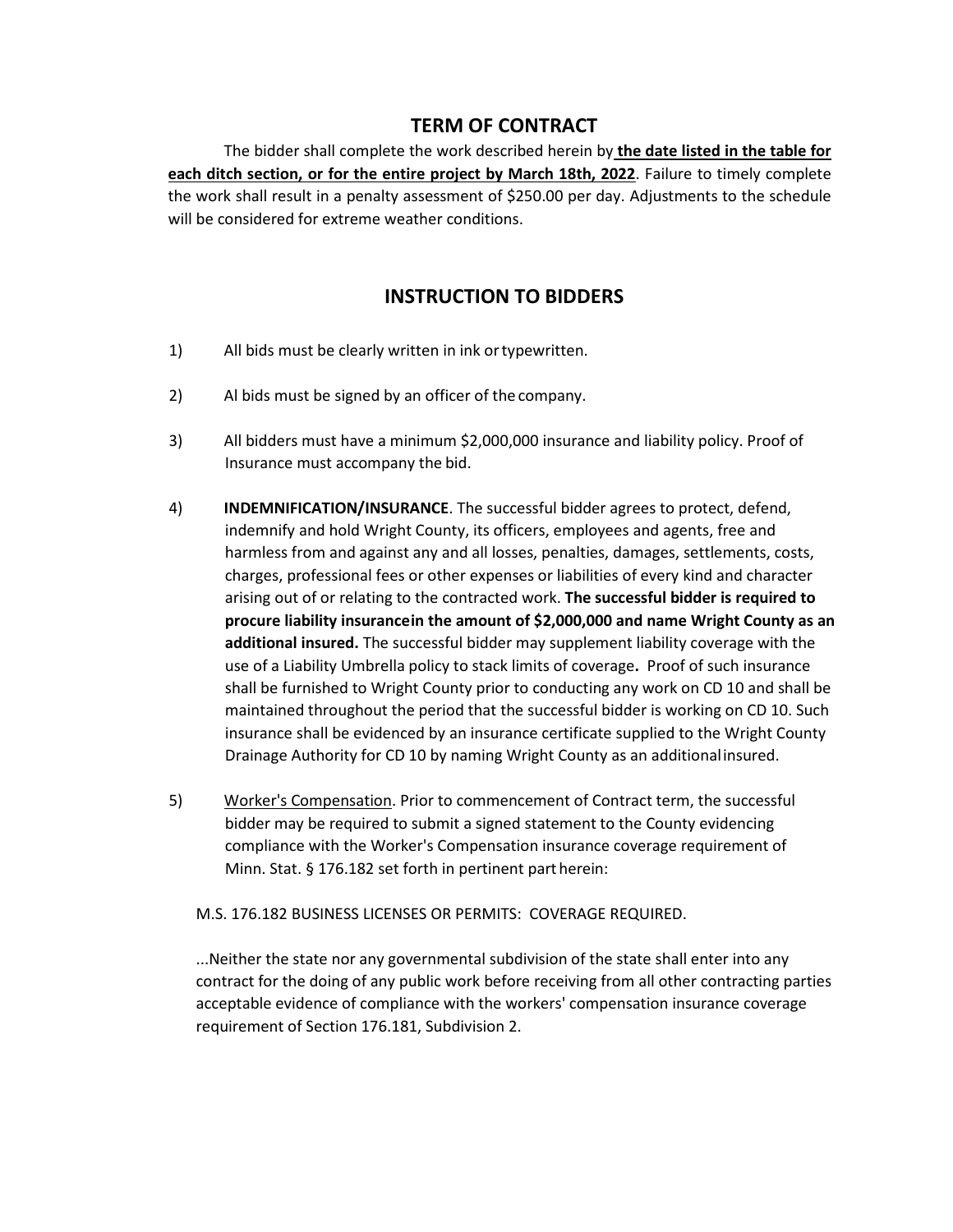## TERM OF CONTRACT

The bidder shall complete the work described herein by **the date listed in the table for each ditch section, or for the entire project by March 18th, 2022**. Failure to timely complete the work shall result in a penalty assessment of $250.00 per day. Adjustments to the schedule will be considered for extreme weather conditions.

## INSTRUCTION TO BIDDERS

1) All bids must be clearly written in ink or typewritten.

2) Al bids must be signed by an officer of the company.

3) All bidders must have a minimum $2,000,000 insurance and liability policy. Proof of Insurance must accompany the bid.

4) **INDEMNIFICATION/INSURANCE**. The successful bidder agrees to protect, defend, indemnify and hold Wright County, its officers, employees and agents, free and harmless from and against any and all losses, penalties, damages, settlements, costs, charges, professional fees or other expenses or liabilities of every kind and character arising out of or relating to the contracted work. **The successful bidder is required to procure liability insurancein the amount of $2,000,000 and name Wright County as an additional insured.** The successful bidder may supplement liability coverage with the use of a Liability Umbrella policy to stack limits of coverage**.** Proof of such insurance shall be furnished to Wright County prior to conducting any work on CD 10 and shall be maintained throughout the period that the successful bidder is working on CD 10. Such insurance shall be evidenced by an insurance certificate supplied to the Wright County Drainage Authority for CD 10 by naming Wright County as an additionalinsured.

5) Worker's Compensation. Prior to commencement of Contract term, the successful bidder may be required to submit a signed statement to the County evidencing compliance with the Worker's Compensation insurance coverage requirement of Minn. Stat. § 176.182 set forth in pertinent part herein:

M.S. 176.182 BUSINESS LICENSES OR PERMITS: COVERAGE REQUIRED.

...Neither the state nor any governmental subdivision of the state shall enter into any contract for the doing of any public work before receiving from all other contracting parties acceptable evidence of compliance with the workers' compensation insurance coverage requirement of Section 176.181, Subdivision 2.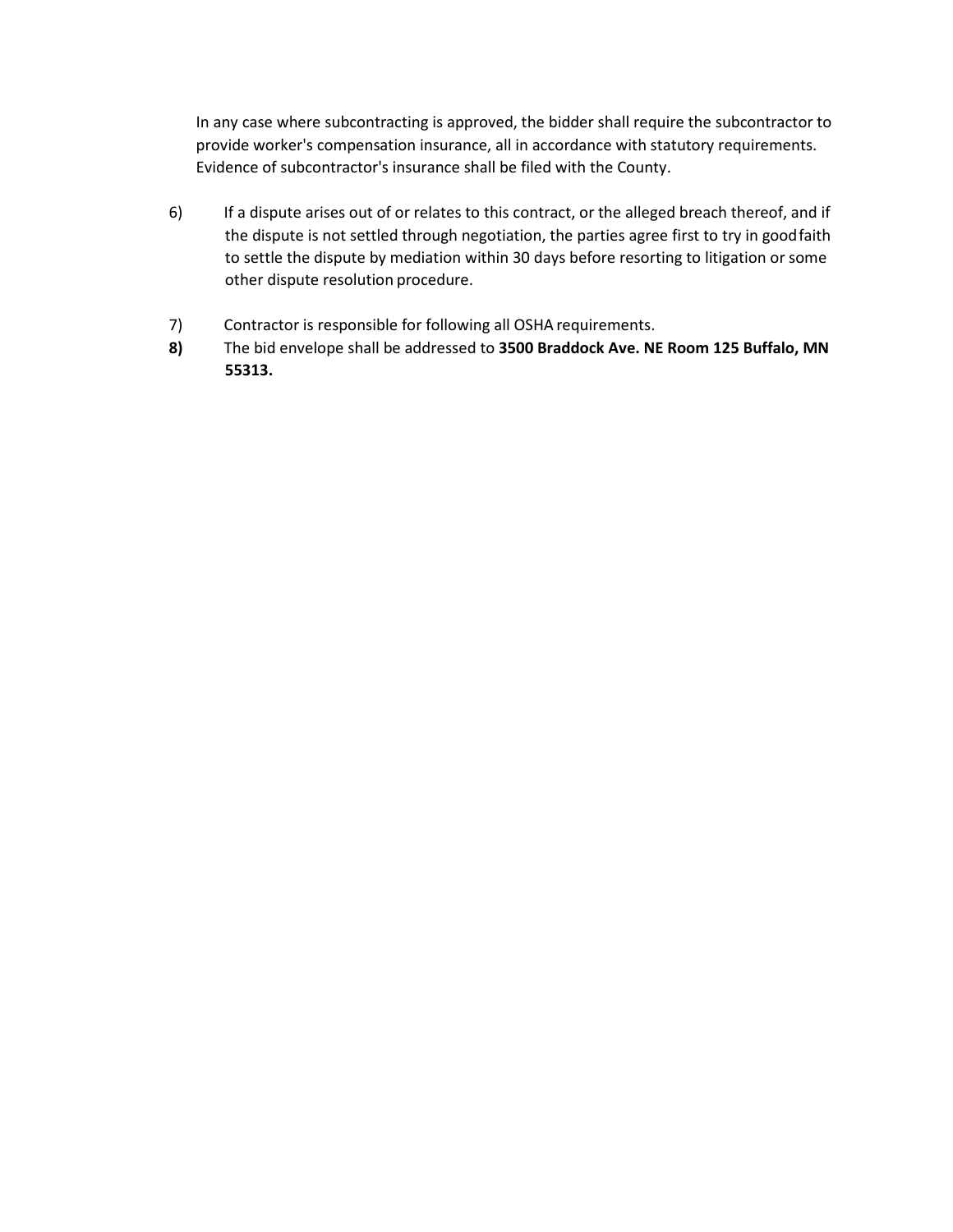In any case where subcontracting is approved, the bidder shall require the subcontractor to provide worker's compensation insurance, all in accordance with statutory requirements. Evidence of subcontractor's insurance shall be filed with the County.

6) If a dispute arises out of or relates to this contract, or the alleged breach thereof, and if the dispute is not settled through negotiation, the parties agree first to try in good faith to settle the dispute by mediation within 30 days before resorting to litigation or some other dispute resolution procedure.

7) Contractor is responsible for following all OSHA requirements.

**8)** The bid envelope shall be addressed to **3500 Braddock Ave. NE Room 125 Buffalo, MN 55313.**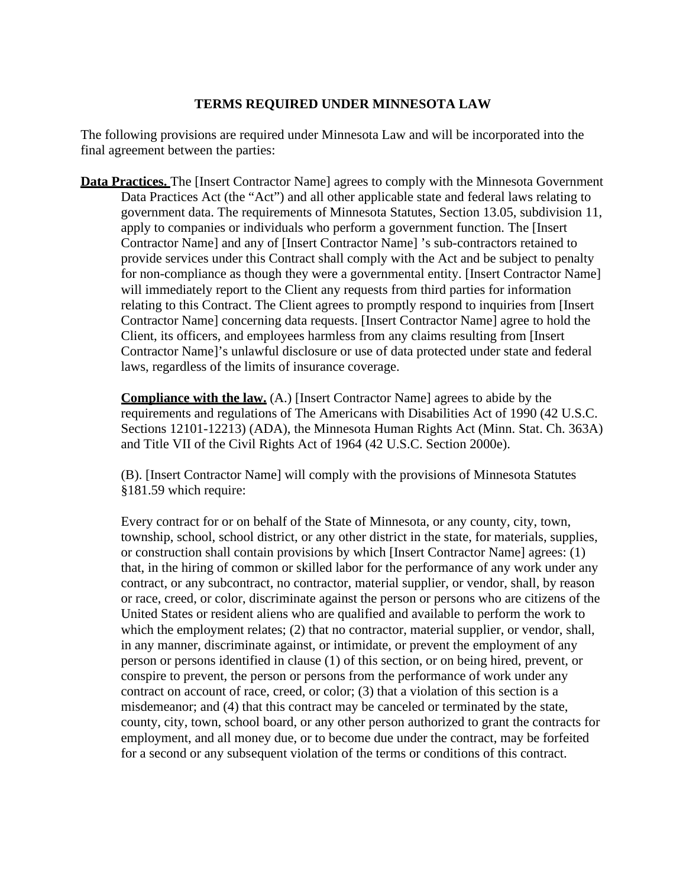**TERMS REQUIRED UNDER MINNESOTA LAW**

The following provisions are required under Minnesota Law and will be incorporated into the final agreement between the parties:

**Data Practices.** The [Insert Contractor Name] agrees to comply with the Minnesota Government Data Practices Act (the "Act") and all other applicable state and federal laws relating to government data. The requirements of Minnesota Statutes, Section 13.05, subdivision 11, apply to companies or individuals who perform a government function. The [Insert Contractor Name] and any of [Insert Contractor Name] 's sub-contractors retained to provide services under this Contract shall comply with the Act and be subject to penalty for non-compliance as though they were a governmental entity. [Insert Contractor Name] will immediately report to the Client any requests from third parties for information relating to this Contract. The Client agrees to promptly respond to inquiries from [Insert Contractor Name] concerning data requests. [Insert Contractor Name] agree to hold the Client, its officers, and employees harmless from any claims resulting from [Insert Contractor Name]'s unlawful disclosure or use of data protected under state and federal laws, regardless of the limits of insurance coverage.

**Compliance with the law.** (A.) [Insert Contractor Name] agrees to abide by the requirements and regulations of The Americans with Disabilities Act of 1990 (42 U.S.C. Sections 12101-12213) (ADA), the Minnesota Human Rights Act (Minn. Stat. Ch. 363A) and Title VII of the Civil Rights Act of 1964 (42 U.S.C. Section 2000e).

(B). [Insert Contractor Name] will comply with the provisions of Minnesota Statutes §181.59 which require:

Every contract for or on behalf of the State of Minnesota, or any county, city, town, township, school, school district, or any other district in the state, for materials, supplies, or construction shall contain provisions by which [Insert Contractor Name] agrees: (1) that, in the hiring of common or skilled labor for the performance of any work under any contract, or any subcontract, no contractor, material supplier, or vendor, shall, by reason or race, creed, or color, discriminate against the person or persons who are citizens of the United States or resident aliens who are qualified and available to perform the work to which the employment relates; (2) that no contractor, material supplier, or vendor, shall, in any manner, discriminate against, or intimidate, or prevent the employment of any person or persons identified in clause (1) of this section, or on being hired, prevent, or conspire to prevent, the person or persons from the performance of work under any contract on account of race, creed, or color; (3) that a violation of this section is a misdemeanor; and (4) that this contract may be canceled or terminated by the state, county, city, town, school board, or any other person authorized to grant the contracts for employment, and all money due, or to become due under the contract, may be forfeited for a second or any subsequent violation of the terms or conditions of this contract.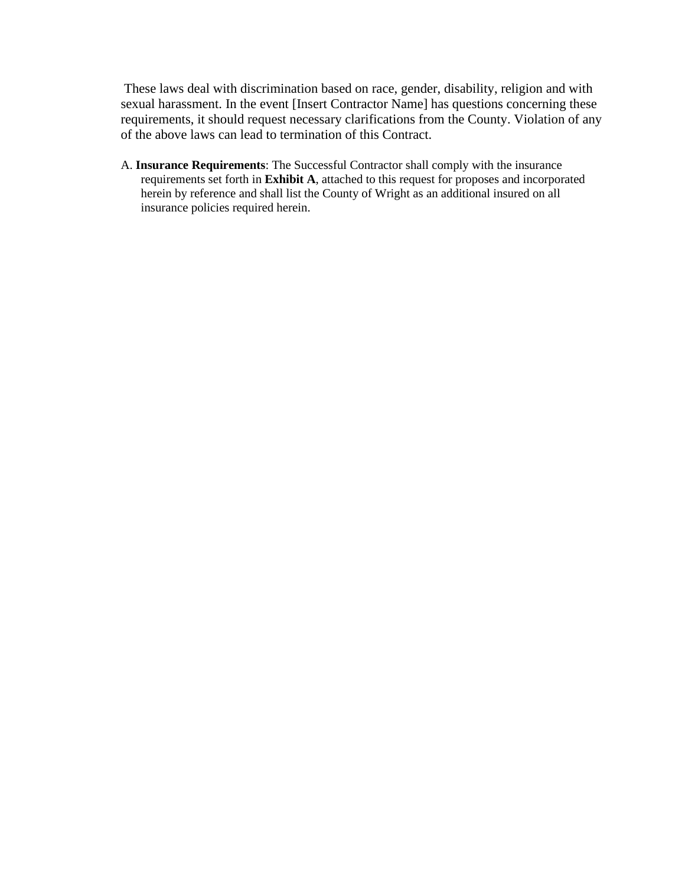These laws deal with discrimination based on race, gender, disability, religion and with sexual harassment. In the event [Insert Contractor Name] has questions concerning these requirements, it should request necessary clarifications from the County. Violation of any of the above laws can lead to termination of this Contract.

A. **Insurance Requirements**: The Successful Contractor shall comply with the insurance requirements set forth in **Exhibit A**, attached to this request for proposes and incorporated herein by reference and shall list the County of Wright as an additional insured on all insurance policies required herein.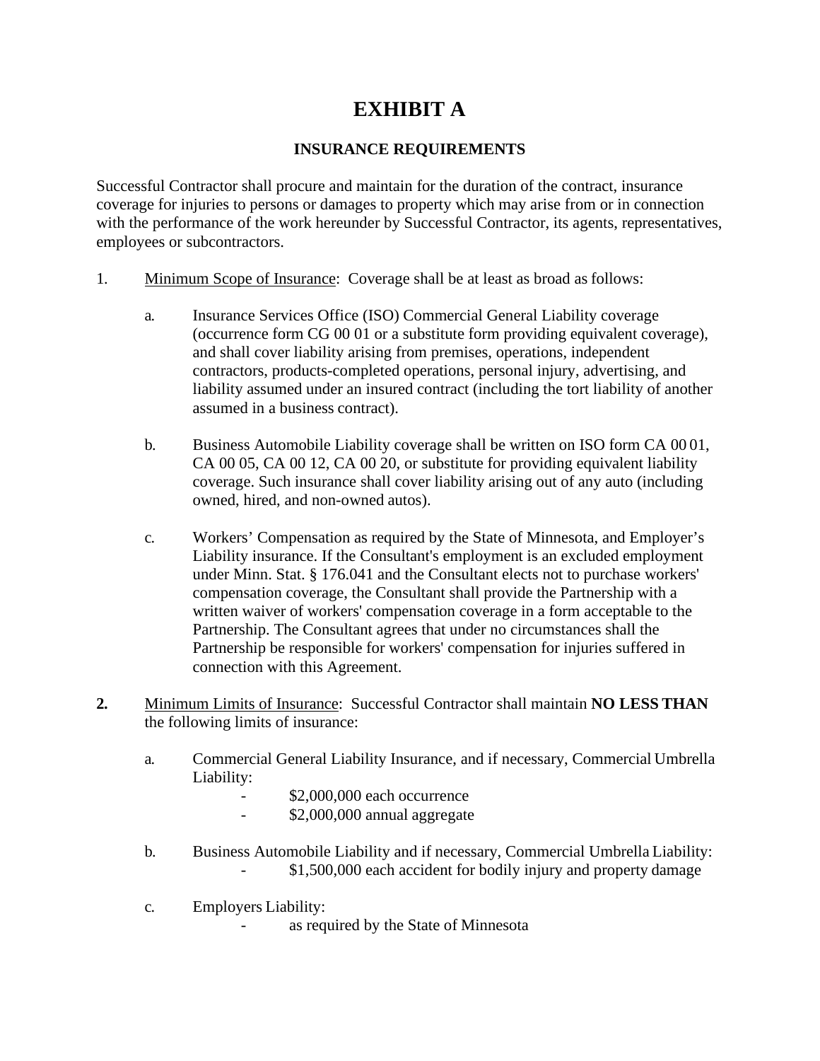# EXHIBIT A

## INSURANCE REQUIREMENTS

Successful Contractor shall procure and maintain for the duration of the contract, insurance coverage for injuries to persons or damages to property which may arise from or in connection with the performance of the work hereunder by Successful Contractor, its agents, representatives, employees or subcontractors.

1. Minimum Scope of Insurance: Coverage shall be at least as broad as follows:

   a. Insurance Services Office (ISO) Commercial General Liability coverage (occurrence form CG 00 01 or a substitute form providing equivalent coverage), and shall cover liability arising from premises, operations, independent contractors, products-completed operations, personal injury, advertising, and liability assumed under an insured contract (including the tort liability of another assumed in a business contract).

   b. Business Automobile Liability coverage shall be written on ISO form CA 00 01, CA 00 05, CA 00 12, CA 00 20, or substitute for providing equivalent liability coverage. Such insurance shall cover liability arising out of any auto (including owned, hired, and non-owned autos).

   c. Workers' Compensation as required by the State of Minnesota, and Employer's Liability insurance. If the Consultant's employment is an excluded employment under Minn. Stat. § 176.041 and the Consultant elects not to purchase workers' compensation coverage, the Consultant shall provide the Partnership with a written waiver of workers' compensation coverage in a form acceptable to the Partnership. The Consultant agrees that under no circumstances shall the Partnership be responsible for workers' compensation for injuries suffered in connection with this Agreement.

**2.** Minimum Limits of Insurance: Successful Contractor shall maintain **NO LESS THAN** the following limits of insurance:

   a. Commercial General Liability Insurance, and if necessary, Commercial Umbrella Liability:
      - $2,000,000 each occurrence
      - $2,000,000 annual aggregate

   b. Business Automobile Liability and if necessary, Commercial Umbrella Liability:
      - $1,500,000 each accident for bodily injury and property damage

   c. Employers Liability:
      - as required by the State of Minnesota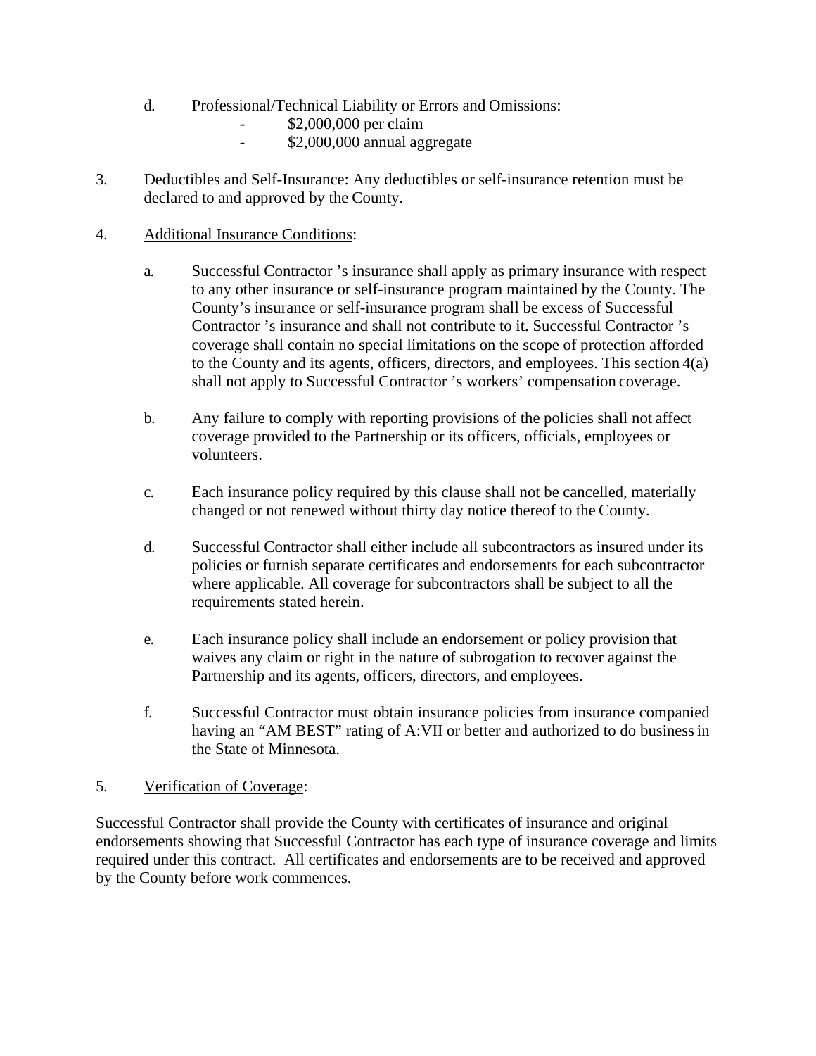d. Professional/Technical Liability or Errors and Omissions:
   - $2,000,000 per claim
   - $2,000,000 annual aggregate

3. <u>Deductibles and Self-Insurance</u>: Any deductibles or self-insurance retention must be declared to and approved by the County.

4. <u>Additional Insurance Conditions</u>:

   a. Successful Contractor 's insurance shall apply as primary insurance with respect to any other insurance or self-insurance program maintained by the County. The County's insurance or self-insurance program shall be excess of Successful Contractor 's insurance and shall not contribute to it. Successful Contractor 's coverage shall contain no special limitations on the scope of protection afforded to the County and its agents, officers, directors, and employees. This section 4(a) shall not apply to Successful Contractor 's workers' compensation coverage.

   b. Any failure to comply with reporting provisions of the policies shall not affect coverage provided to the Partnership or its officers, officials, employees or volunteers.

   c. Each insurance policy required by this clause shall not be cancelled, materially changed or not renewed without thirty day notice thereof to the County.

   d. Successful Contractor shall either include all subcontractors as insured under its policies or furnish separate certificates and endorsements for each subcontractor where applicable. All coverage for subcontractors shall be subject to all the requirements stated herein.

   e. Each insurance policy shall include an endorsement or policy provision that waives any claim or right in the nature of subrogation to recover against the Partnership and its agents, officers, directors, and employees.

   f. Successful Contractor must obtain insurance policies from insurance companied having an "AM BEST" rating of A:VII or better and authorized to do business in the State of Minnesota.

5. <u>Verification of Coverage</u>:

Successful Contractor shall provide the County with certificates of insurance and original endorsements showing that Successful Contractor has each type of insurance coverage and limits required under this contract. All certificates and endorsements are to be received and approved by the County before work commences.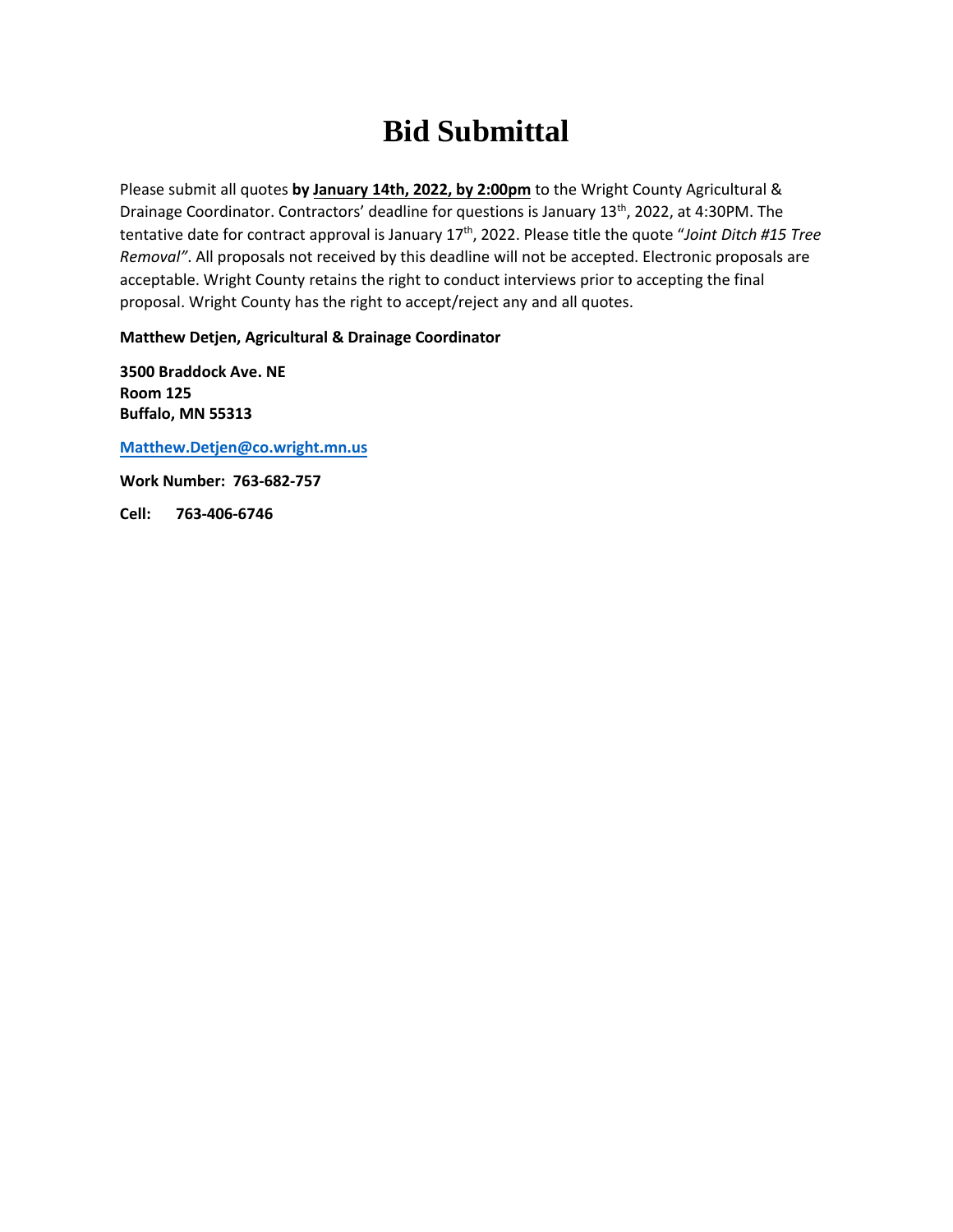# Bid Submittal

Please submit all quotes **by January 14th, 2022, by 2:00pm** to the Wright County Agricultural & Drainage Coordinator. Contractors' deadline for questions is January 13th, 2022, at 4:30PM. The tentative date for contract approval is January 17th, 2022. Please title the quote "*Joint Ditch #15 Tree Removal"*. All proposals not received by this deadline will not be accepted. Electronic proposals are acceptable. Wright County retains the right to conduct interviews prior to accepting the final proposal. Wright County has the right to accept/reject any and all quotes.

**Matthew Detjen, Agricultural & Drainage Coordinator**

**3500 Braddock Ave. NE**
**Room 125**
**Buffalo, MN 55313**

**Matthew.Detjen@co.wright.mn.us**

**Work Number: 763-682-757**

**Cell: 763-406-6746**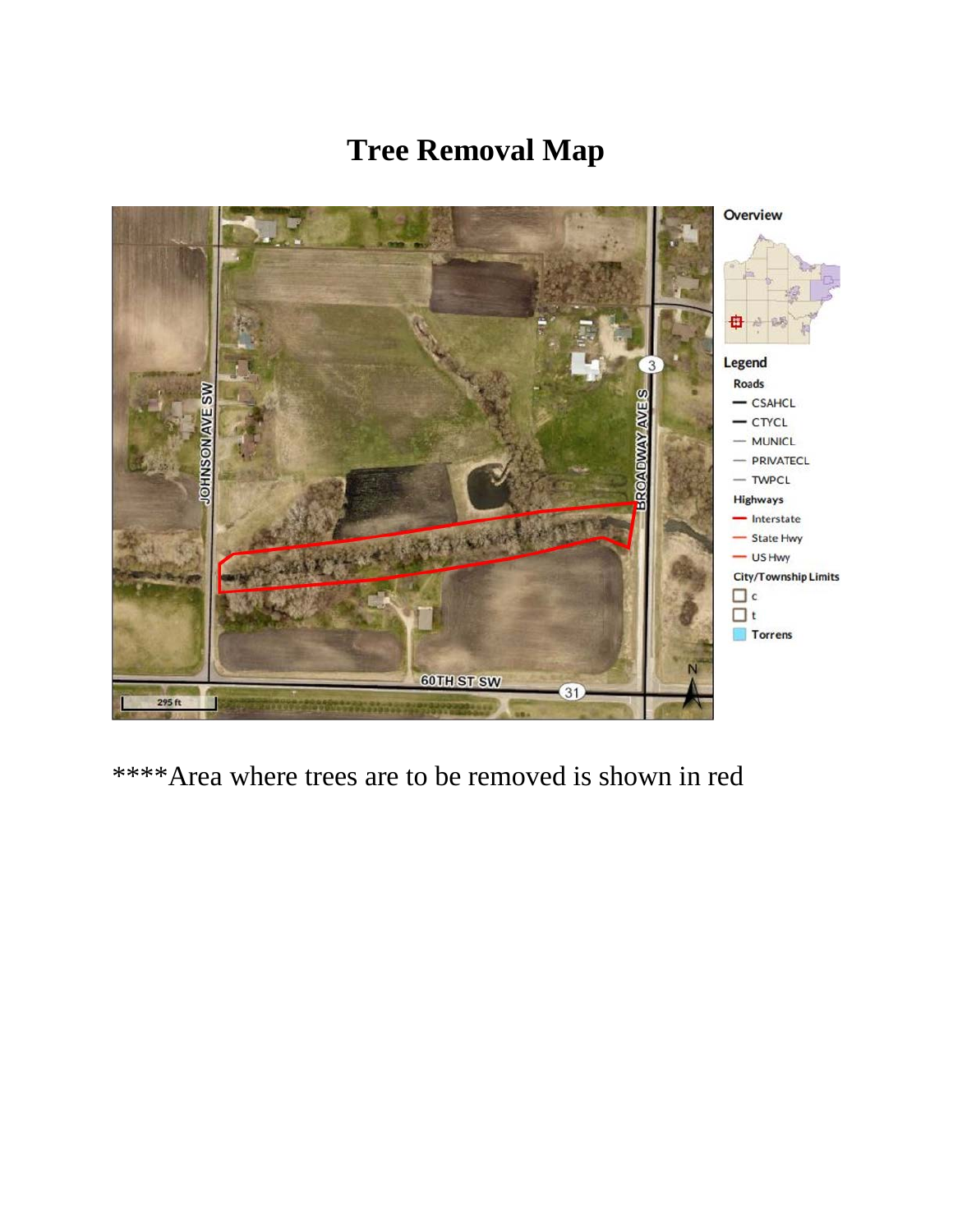# Tree Removal Map

****Area where trees are to be removed is shown in red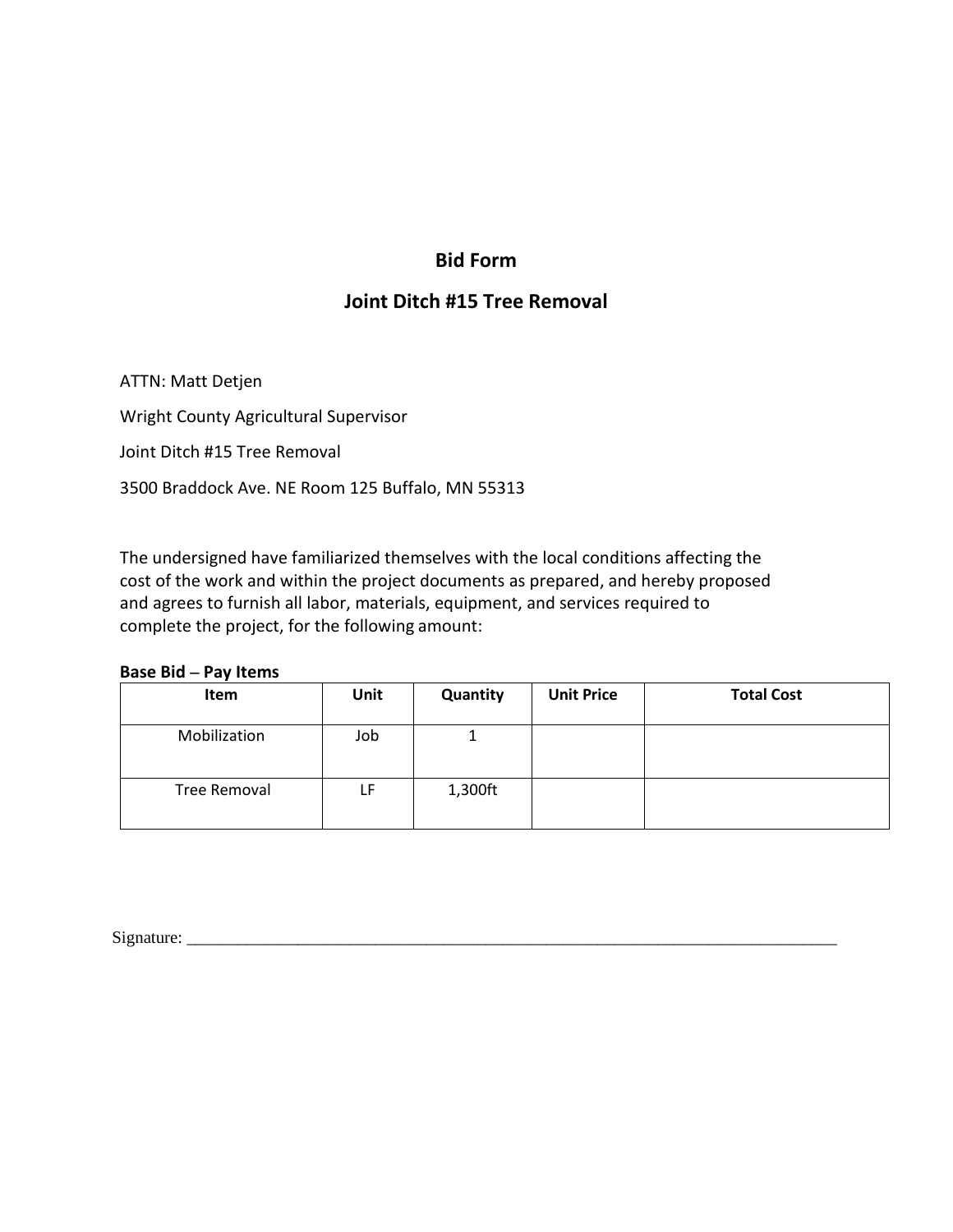## Bid Form

## Joint Ditch #15 Tree Removal

ATTN: Matt Detjen

Wright County Agricultural Supervisor

Joint Ditch #15 Tree Removal

3500 Braddock Ave. NE Room 125 Buffalo, MN 55313

The undersigned have familiarized themselves with the local conditions affecting the cost of the work and within the project documents as prepared, and hereby proposed and agrees to furnish all labor, materials, equipment, and services required to complete the project, for the following amount:

**Base Bid – Pay Items**

| Item | Unit | Quantity | Unit Price | Total Cost |
|---|---|---|---|---|
| Mobilization | Job | 1 | | |
| Tree Removal | LF | 1,300ft | | |

Signature: ______________________________________________________________________________